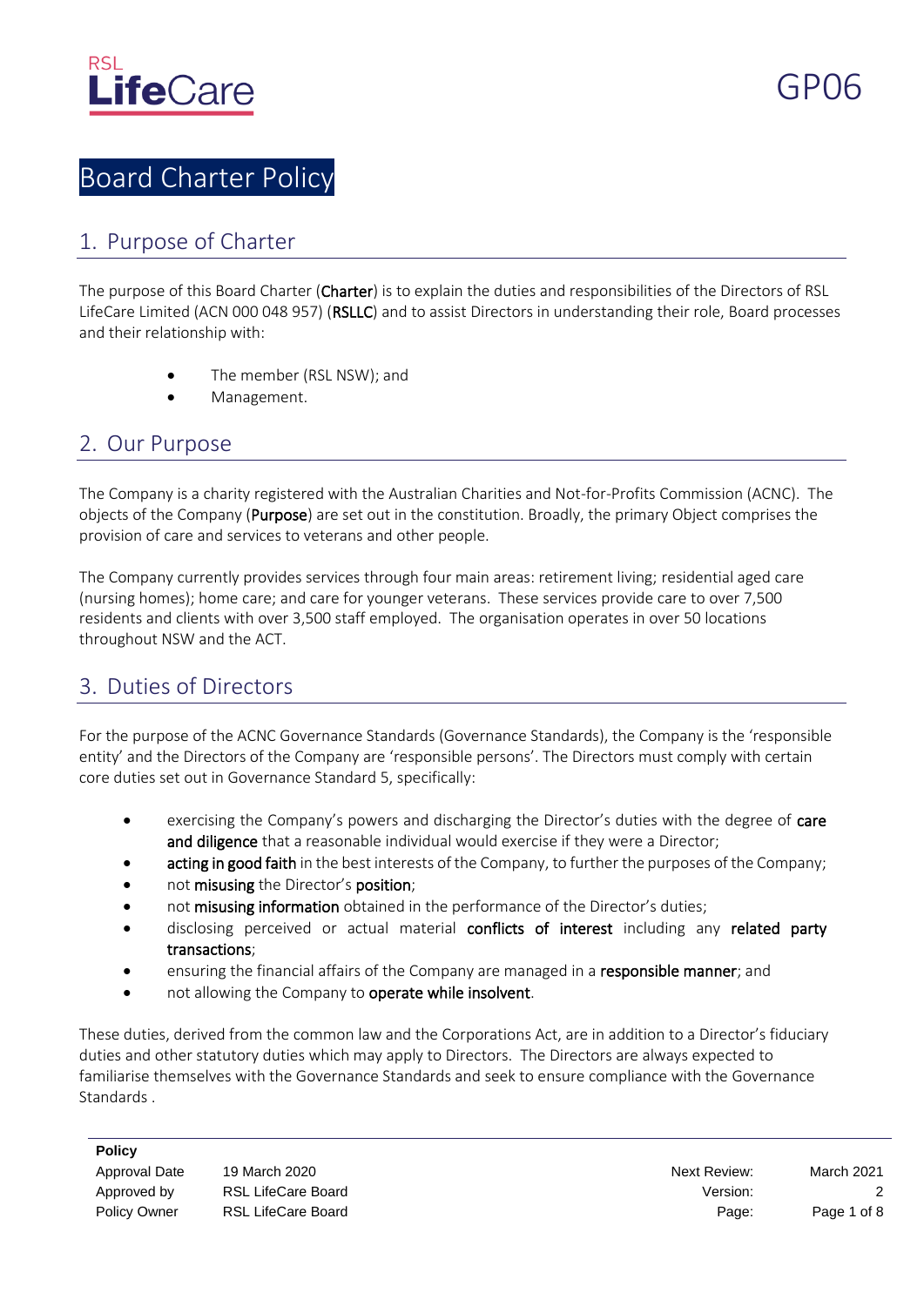# Board Charter Policy

## 1. Purpose of Charter

The purpose of this Board Charter (**Charter**) is to explain the duties and responsibilities of the Directors of RSL LifeCare Limited (ACN 000 048 957) (**RSLLC**) and to assist Directors in understanding their role, Board processes and their relationship with:

- The member (RSL NSW); and
- Management.

## 2. Our Purpose

The Company is a charity registered with the Australian Charities and Not-for-Profits Commission (ACNC). The objects of the Company (**Purpose**) are set out in the constitution. Broadly, the primary Object comprises the provision of care and services to veterans and other people.

The Company currently provides services through four main areas: retirement living; residential aged care (nursing homes); home care; and care for younger veterans. These services provide care to over 7,500 residents and clients with over 3,500 staff employed. The organisation operates in over 50 locations throughout NSW and the ACT.

## 3. Duties of Directors

For the purpose of the ACNC Governance Standards (Governance Standards), the Company is the 'responsible entity' and the Directors of the Company are 'responsible persons'. The Directors must comply with certain core duties set out in Governance Standard 5, specifically:

- exercising the Company's powers and discharging the Director's duties with the degree of **care and diligence** that a reasonable individual would exercise if they were a Director;
- **acting in good faith** in the best interests of the Company, to further the purposes of the Company;
- not **misusing** the Director's **position**;
- not **misusing information** obtained in the performance of the Director's duties;
- disclosing perceived or actual material **conflicts of interest** including any **related party transactions**;
- ensuring the financial affairs of the Company are managed in a **responsible manner**; and
- not allowing the Company to **operate while insolvent**.

These duties, derived from the common law and the Corporations Act, are in addition to a Director's fiduciary duties and other statutory duties which may apply to Directors. The Directors are always expected to familiarise themselves with the Governance Standards and seek to ensure compliance with the Governance Standards .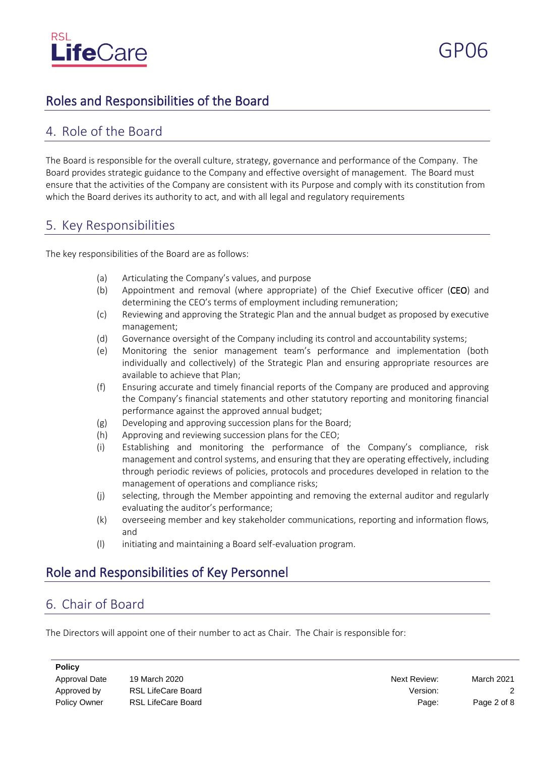## Roles and Responsibilities of the Board

### 4. Role of the Board

The Board is responsible for the overall culture, strategy, governance and performance of the Company. The Board provides strategic guidance to the Company and effective oversight of management. The Board must ensure that the activities of the Company are consistent with its Purpose and comply with its constitution from which the Board derives its authority to act, and with all legal and regulatory requirements

### 5. Key Responsibilities

The key responsibilities of the Board are as follows:

(a) Articulating the Company's values, and purpose
(b) Appointment and removal (where appropriate) of the Chief Executive officer (**CEO**) and determining the CEO's terms of employment including remuneration;
(c) Reviewing and approving the Strategic Plan and the annual budget as proposed by executive management;
(d) Governance oversight of the Company including its control and accountability systems;
(e) Monitoring the senior management team's performance and implementation (both individually and collectively) of the Strategic Plan and ensuring appropriate resources are available to achieve that Plan;
(f) Ensuring accurate and timely financial reports of the Company are produced and approving the Company's financial statements and other statutory reporting and monitoring financial performance against the approved annual budget;
(g) Developing and approving succession plans for the Board;
(h) Approving and reviewing succession plans for the CEO;
(i) Establishing and monitoring the performance of the Company's compliance, risk management and control systems, and ensuring that they are operating effectively, including through periodic reviews of policies, protocols and procedures developed in relation to the management of operations and compliance risks;
(j) selecting, through the Member appointing and removing the external auditor and regularly evaluating the auditor's performance;
(k) overseeing member and key stakeholder communications, reporting and information flows, and
(l) initiating and maintaining a Board self-evaluation program.

## Role and Responsibilities of Key Personnel

### 6. Chair of Board

The Directors will appoint one of their number to act as Chair. The Chair is responsible for: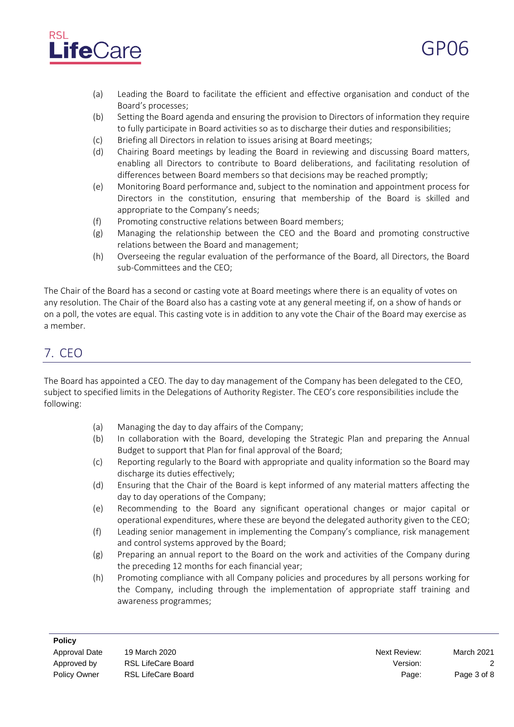(a) Leading the Board to facilitate the efficient and effective organisation and conduct of the Board's processes;

(b) Setting the Board agenda and ensuring the provision to Directors of information they require to fully participate in Board activities so as to discharge their duties and responsibilities;

(c) Briefing all Directors in relation to issues arising at Board meetings;

(d) Chairing Board meetings by leading the Board in reviewing and discussing Board matters, enabling all Directors to contribute to Board deliberations, and facilitating resolution of differences between Board members so that decisions may be reached promptly;

(e) Monitoring Board performance and, subject to the nomination and appointment process for Directors in the constitution, ensuring that membership of the Board is skilled and appropriate to the Company's needs;

(f) Promoting constructive relations between Board members;

(g) Managing the relationship between the CEO and the Board and promoting constructive relations between the Board and management;

(h) Overseeing the regular evaluation of the performance of the Board, all Directors, the Board sub-Committees and the CEO;

The Chair of the Board has a second or casting vote at Board meetings where there is an equality of votes on any resolution. The Chair of the Board also has a casting vote at any general meeting if, on a show of hands or on a poll, the votes are equal. This casting vote is in addition to any vote the Chair of the Board may exercise as a member.

## 7. CEO

The Board has appointed a CEO. The day to day management of the Company has been delegated to the CEO, subject to specified limits in the Delegations of Authority Register. The CEO's core responsibilities include the following:

(a) Managing the day to day affairs of the Company;

(b) In collaboration with the Board, developing the Strategic Plan and preparing the Annual Budget to support that Plan for final approval of the Board;

(c) Reporting regularly to the Board with appropriate and quality information so the Board may discharge its duties effectively;

(d) Ensuring that the Chair of the Board is kept informed of any material matters affecting the day to day operations of the Company;

(e) Recommending to the Board any significant operational changes or major capital or operational expenditures, where these are beyond the delegated authority given to the CEO;

(f) Leading senior management in implementing the Company's compliance, risk management and control systems approved by the Board;

(g) Preparing an annual report to the Board on the work and activities of the Company during the preceding 12 months for each financial year;

(h) Promoting compliance with all Company policies and procedures by all persons working for the Company, including through the implementation of appropriate staff training and awareness programmes;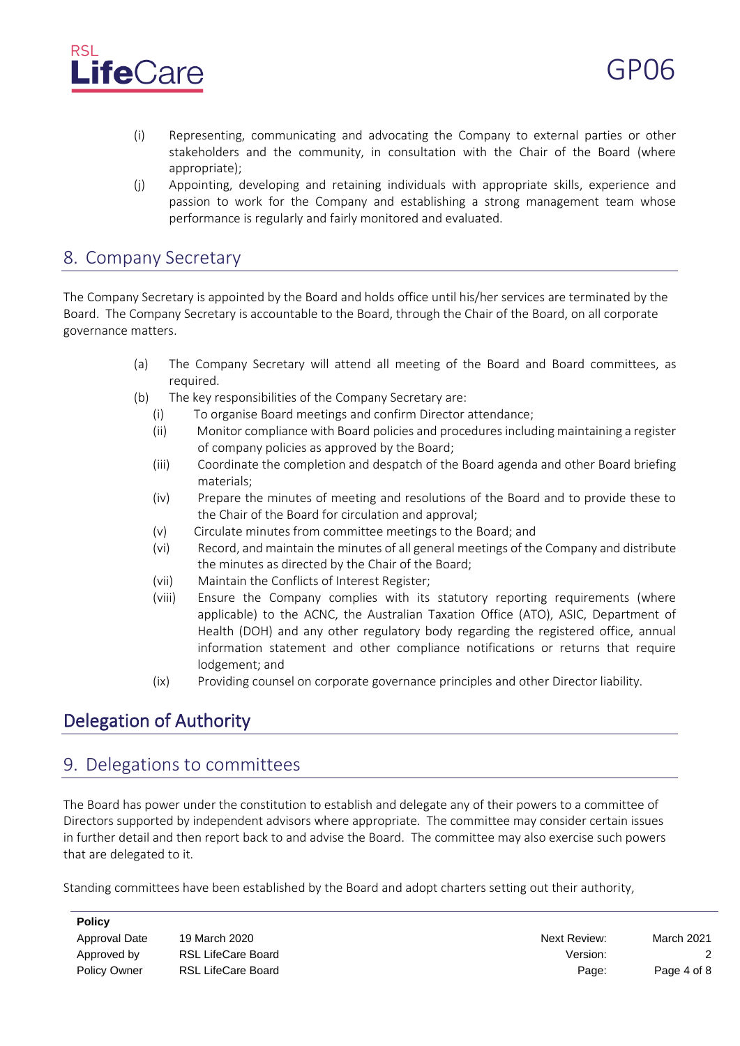(i) Representing, communicating and advocating the Company to external parties or other stakeholders and the community, in consultation with the Chair of the Board (where appropriate);

(j) Appointing, developing and retaining individuals with appropriate skills, experience and passion to work for the Company and establishing a strong management team whose performance is regularly and fairly monitored and evaluated.

## 8. Company Secretary

The Company Secretary is appointed by the Board and holds office until his/her services are terminated by the Board. The Company Secretary is accountable to the Board, through the Chair of the Board, on all corporate governance matters.

(a) The Company Secretary will attend all meeting of the Board and Board committees, as required.

(b) The key responsibilities of the Company Secretary are:

   (i) To organise Board meetings and confirm Director attendance;

   (ii) Monitor compliance with Board policies and procedures including maintaining a register of company policies as approved by the Board;

   (iii) Coordinate the completion and despatch of the Board agenda and other Board briefing materials;

   (iv) Prepare the minutes of meeting and resolutions of the Board and to provide these to the Chair of the Board for circulation and approval;

   (v) Circulate minutes from committee meetings to the Board; and

   (vi) Record, and maintain the minutes of all general meetings of the Company and distribute the minutes as directed by the Chair of the Board;

   (vii) Maintain the Conflicts of Interest Register;

   (viii) Ensure the Company complies with its statutory reporting requirements (where applicable) to the ACNC, the Australian Taxation Office (ATO), ASIC, Department of Health (DOH) and any other regulatory body regarding the registered office, annual information statement and other compliance notifications or returns that require lodgement; and

   (ix) Providing counsel on corporate governance principles and other Director liability.

# Delegation of Authority

## 9. Delegations to committees

The Board has power under the constitution to establish and delegate any of their powers to a committee of Directors supported by independent advisors where appropriate. The committee may consider certain issues in further detail and then report back to and advise the Board. The committee may also exercise such powers that are delegated to it.

Standing committees have been established by the Board and adopt charters setting out their authority,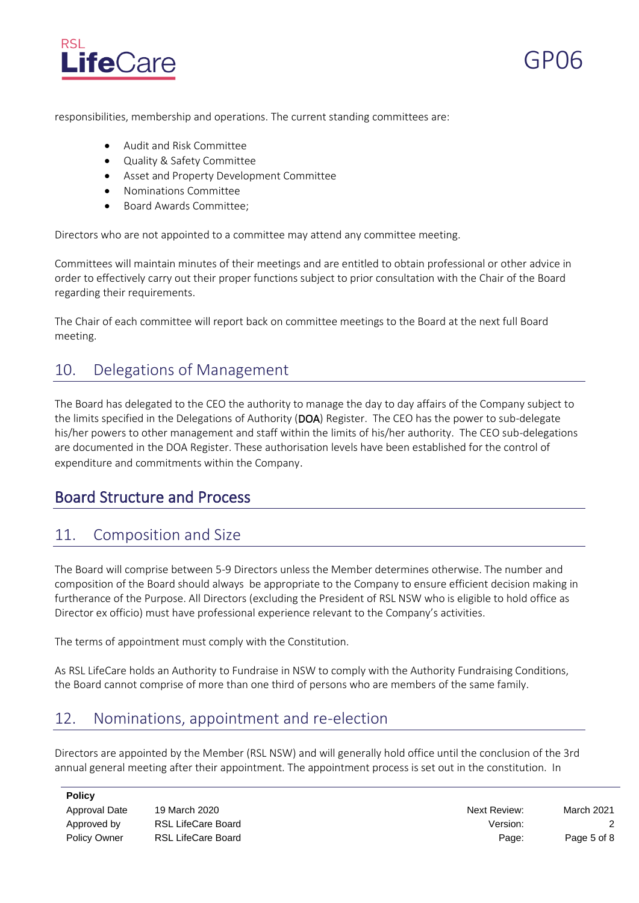responsibilities, membership and operations. The current standing committees are:

- Audit and Risk Committee
- Quality & Safety Committee
- Asset and Property Development Committee
- Nominations Committee
- Board Awards Committee;

Directors who are not appointed to a committee may attend any committee meeting.

Committees will maintain minutes of their meetings and are entitled to obtain professional or other advice in order to effectively carry out their proper functions subject to prior consultation with the Chair of the Board regarding their requirements.

The Chair of each committee will report back on committee meetings to the Board at the next full Board meeting.

## 10. Delegations of Management

The Board has delegated to the CEO the authority to manage the day to day affairs of the Company subject to the limits specified in the Delegations of Authority (**DOA**) Register. The CEO has the power to sub-delegate his/her powers to other management and staff within the limits of his/her authority. The CEO sub-delegations are documented in the DOA Register. These authorisation levels have been established for the control of expenditure and commitments within the Company.

# Board Structure and Process

## 11. Composition and Size

The Board will comprise between 5-9 Directors unless the Member determines otherwise. The number and composition of the Board should always be appropriate to the Company to ensure efficient decision making in furtherance of the Purpose. All Directors (excluding the President of RSL NSW who is eligible to hold office as Director ex officio) must have professional experience relevant to the Company's activities.

The terms of appointment must comply with the Constitution.

As RSL LifeCare holds an Authority to Fundraise in NSW to comply with the Authority Fundraising Conditions, the Board cannot comprise of more than one third of persons who are members of the same family.

## 12. Nominations, appointment and re-election

Directors are appointed by the Member (RSL NSW) and will generally hold office until the conclusion of the 3rd annual general meeting after their appointment. The appointment process is set out in the constitution. In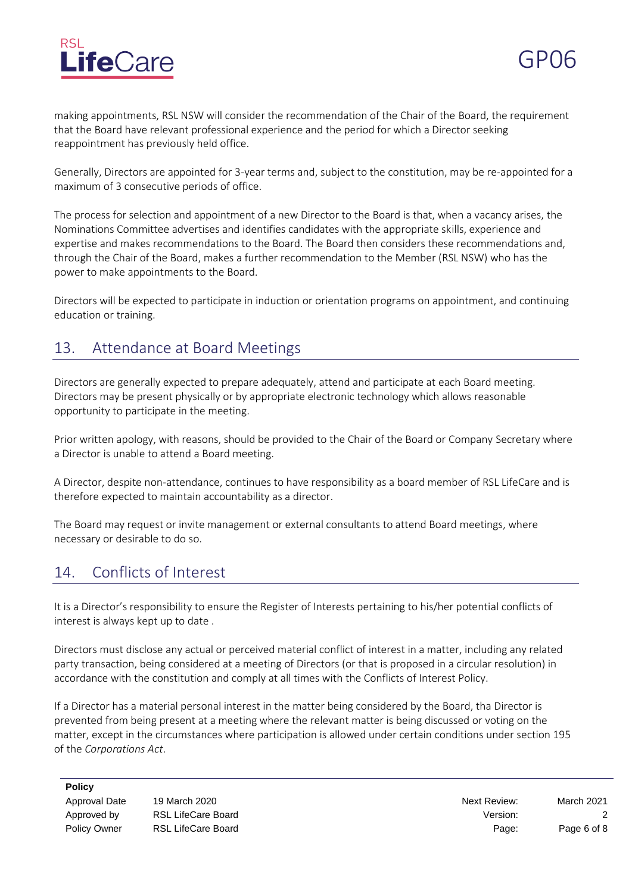making appointments, RSL NSW will consider the recommendation of the Chair of the Board, the requirement that the Board have relevant professional experience and the period for which a Director seeking reappointment has previously held office.

Generally, Directors are appointed for 3-year terms and, subject to the constitution, may be re-appointed for a maximum of 3 consecutive periods of office.

The process for selection and appointment of a new Director to the Board is that, when a vacancy arises, the Nominations Committee advertises and identifies candidates with the appropriate skills, experience and expertise and makes recommendations to the Board. The Board then considers these recommendations and, through the Chair of the Board, makes a further recommendation to the Member (RSL NSW) who has the power to make appointments to the Board.

Directors will be expected to participate in induction or orientation programs on appointment, and continuing education or training.

## 13. Attendance at Board Meetings

Directors are generally expected to prepare adequately, attend and participate at each Board meeting. Directors may be present physically or by appropriate electronic technology which allows reasonable opportunity to participate in the meeting.

Prior written apology, with reasons, should be provided to the Chair of the Board or Company Secretary where a Director is unable to attend a Board meeting.

A Director, despite non-attendance, continues to have responsibility as a board member of RSL LifeCare and is therefore expected to maintain accountability as a director.

The Board may request or invite management or external consultants to attend Board meetings, where necessary or desirable to do so.

## 14. Conflicts of Interest

It is a Director's responsibility to ensure the Register of Interests pertaining to his/her potential conflicts of interest is always kept up to date .

Directors must disclose any actual or perceived material conflict of interest in a matter, including any related party transaction, being considered at a meeting of Directors (or that is proposed in a circular resolution) in accordance with the constitution and comply at all times with the Conflicts of Interest Policy.

If a Director has a material personal interest in the matter being considered by the Board, tha Director is prevented from being present at a meeting where the relevant matter is being discussed or voting on the matter, except in the circumstances where participation is allowed under certain conditions under section 195 of the *Corporations Act*.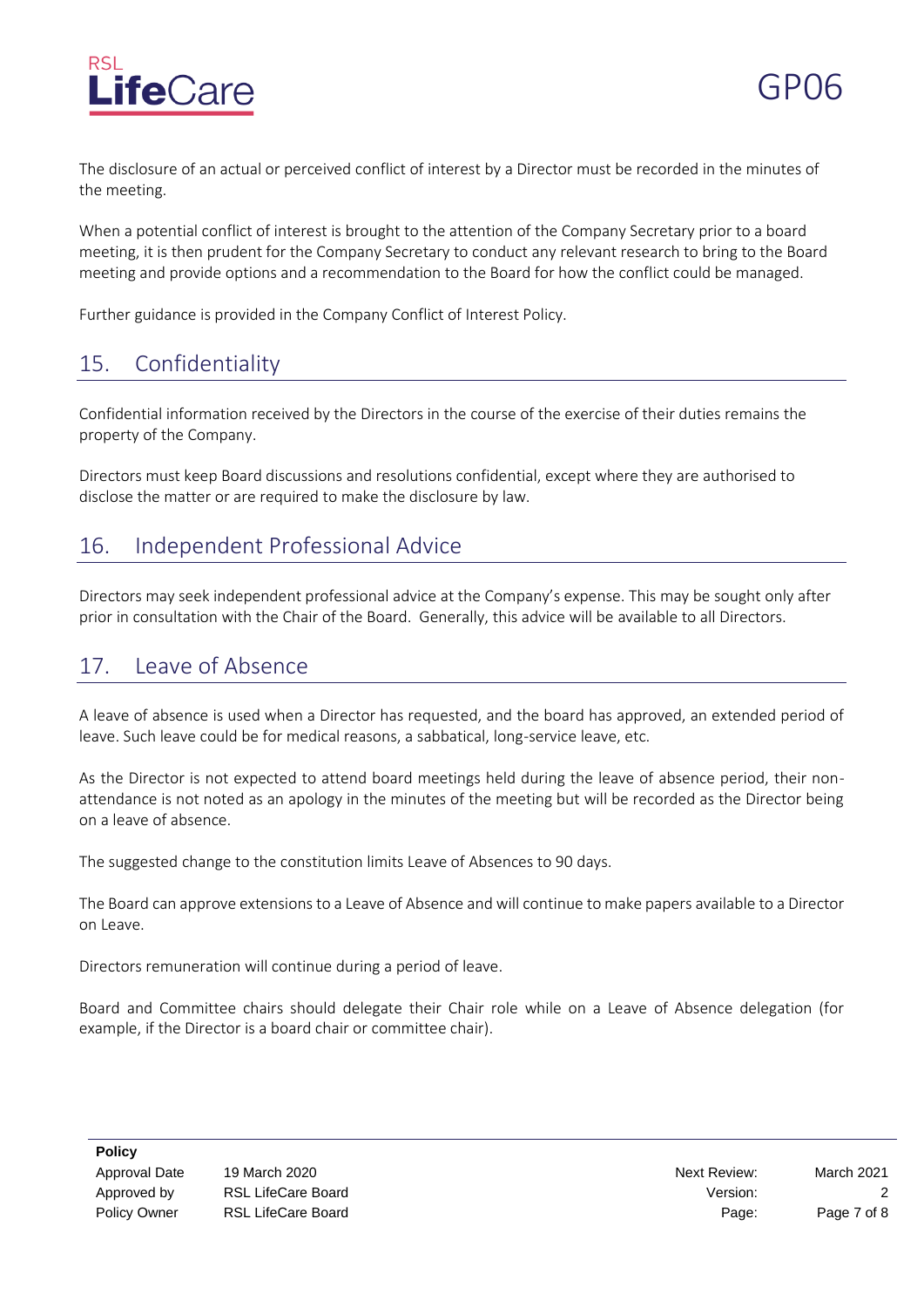The disclosure of an actual or perceived conflict of interest by a Director must be recorded in the minutes of the meeting.

When a potential conflict of interest is brought to the attention of the Company Secretary prior to a board meeting, it is then prudent for the Company Secretary to conduct any relevant research to bring to the Board meeting and provide options and a recommendation to the Board for how the conflict could be managed.

Further guidance is provided in the Company Conflict of Interest Policy.

## 15. Confidentiality

Confidential information received by the Directors in the course of the exercise of their duties remains the property of the Company.

Directors must keep Board discussions and resolutions confidential, except where they are authorised to disclose the matter or are required to make the disclosure by law.

## 16. Independent Professional Advice

Directors may seek independent professional advice at the Company's expense. This may be sought only after prior in consultation with the Chair of the Board. Generally, this advice will be available to all Directors.

## 17. Leave of Absence

A leave of absence is used when a Director has requested, and the board has approved, an extended period of leave. Such leave could be for medical reasons, a sabbatical, long-service leave, etc.

As the Director is not expected to attend board meetings held during the leave of absence period, their non-attendance is not noted as an apology in the minutes of the meeting but will be recorded as the Director being on a leave of absence.

The suggested change to the constitution limits Leave of Absences to 90 days.

The Board can approve extensions to a Leave of Absence and will continue to make papers available to a Director on Leave.

Directors remuneration will continue during a period of leave.

Board and Committee chairs should delegate their Chair role while on a Leave of Absence delegation (for example, if the Director is a board chair or committee chair).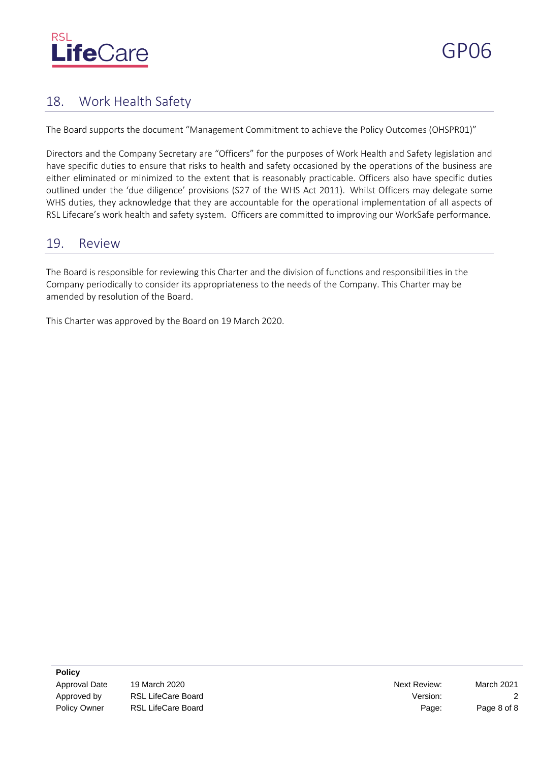## 18. Work Health Safety

The Board supports the document "Management Commitment to achieve the Policy Outcomes (OHSPR01)"

Directors and the Company Secretary are "Officers" for the purposes of Work Health and Safety legislation and have specific duties to ensure that risks to health and safety occasioned by the operations of the business are either eliminated or minimized to the extent that is reasonably practicable. Officers also have specific duties outlined under the 'due diligence' provisions (S27 of the WHS Act 2011). Whilst Officers may delegate some WHS duties, they acknowledge that they are accountable for the operational implementation of all aspects of RSL Lifecare's work health and safety system. Officers are committed to improving our WorkSafe performance.

## 19. Review

The Board is responsible for reviewing this Charter and the division of functions and responsibilities in the Company periodically to consider its appropriateness to the needs of the Company. This Charter may be amended by resolution of the Board.

This Charter was approved by the Board on 19 March 2020.